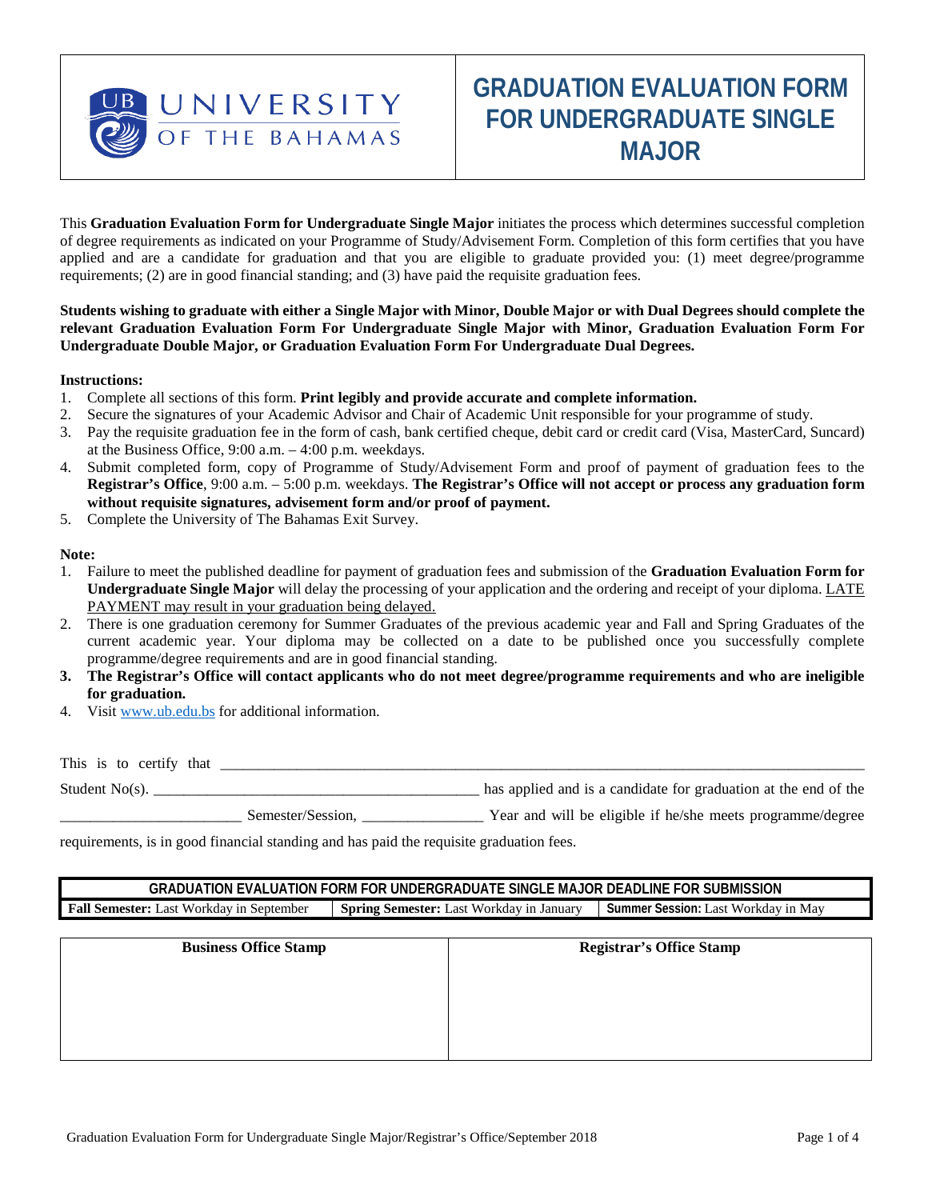UNIVERSITY OF THE BAHAMAS

# GRADUATION EVALUATION FORM FOR UNDERGRADUATE SINGLE MAJOR

This **Graduation Evaluation Form for Undergraduate Single Major** initiates the process which determines successful completion of degree requirements as indicated on your Programme of Study/Advisement Form. Completion of this form certifies that you have applied and are a candidate for graduation and that you are eligible to graduate provided you: (1) meet degree/programme requirements; (2) are in good financial standing; and (3) have paid the requisite graduation fees.

**Students wishing to graduate with either a Single Major with Minor, Double Major or with Dual Degrees should complete the relevant Graduation Evaluation Form For Undergraduate Single Major with Minor, Graduation Evaluation Form For Undergraduate Double Major, or Graduation Evaluation Form For Undergraduate Dual Degrees.**

**Instructions:**

1. Complete all sections of this form. **Print legibly and provide accurate and complete information.**
2. Secure the signatures of your Academic Advisor and Chair of Academic Unit responsible for your programme of study.
3. Pay the requisite graduation fee in the form of cash, bank certified cheque, debit card or credit card (Visa, MasterCard, Suncard) at the Business Office, 9:00 a.m. – 4:00 p.m. weekdays.
4. Submit completed form, copy of Programme of Study/Advisement Form and proof of payment of graduation fees to the **Registrar's Office**, 9:00 a.m. – 5:00 p.m. weekdays. **The Registrar's Office will not accept or process any graduation form without requisite signatures, advisement form and/or proof of payment.**
5. Complete the University of The Bahamas Exit Survey.

**Note:**

1. Failure to meet the published deadline for payment of graduation fees and submission of the **Graduation Evaluation Form for Undergraduate Single Major** will delay the processing of your application and the ordering and receipt of your diploma. LATE PAYMENT may result in your graduation being delayed.
2. There is one graduation ceremony for Summer Graduates of the previous academic year and Fall and Spring Graduates of the current academic year. Your diploma may be collected on a date to be published once you successfully complete programme/degree requirements and are in good financial standing.
3. **The Registrar's Office will contact applicants who do not meet degree/programme requirements and who are ineligible for graduation.**
4. Visit www.ub.edu.bs for additional information.

This is to certify that ____________________________________________

Student No(s). ______________________________ has applied and is a candidate for graduation at the end of the ________________ Semester/Session, ____________ Year and will be eligible if he/she meets programme/degree requirements, is in good financial standing and has paid the requisite graduation fees.

| GRADUATION EVALUATION FORM FOR UNDERGRADUATE SINGLE MAJOR DEADLINE FOR SUBMISSION | | |
|---|---|---|
| **Fall Semester:** Last Workday in September | **Spring Semester:** Last Workday in January | **Summer Session:** Last Workday in May |

| Business Office Stamp | Registrar's Office Stamp |
|---|---|
| | |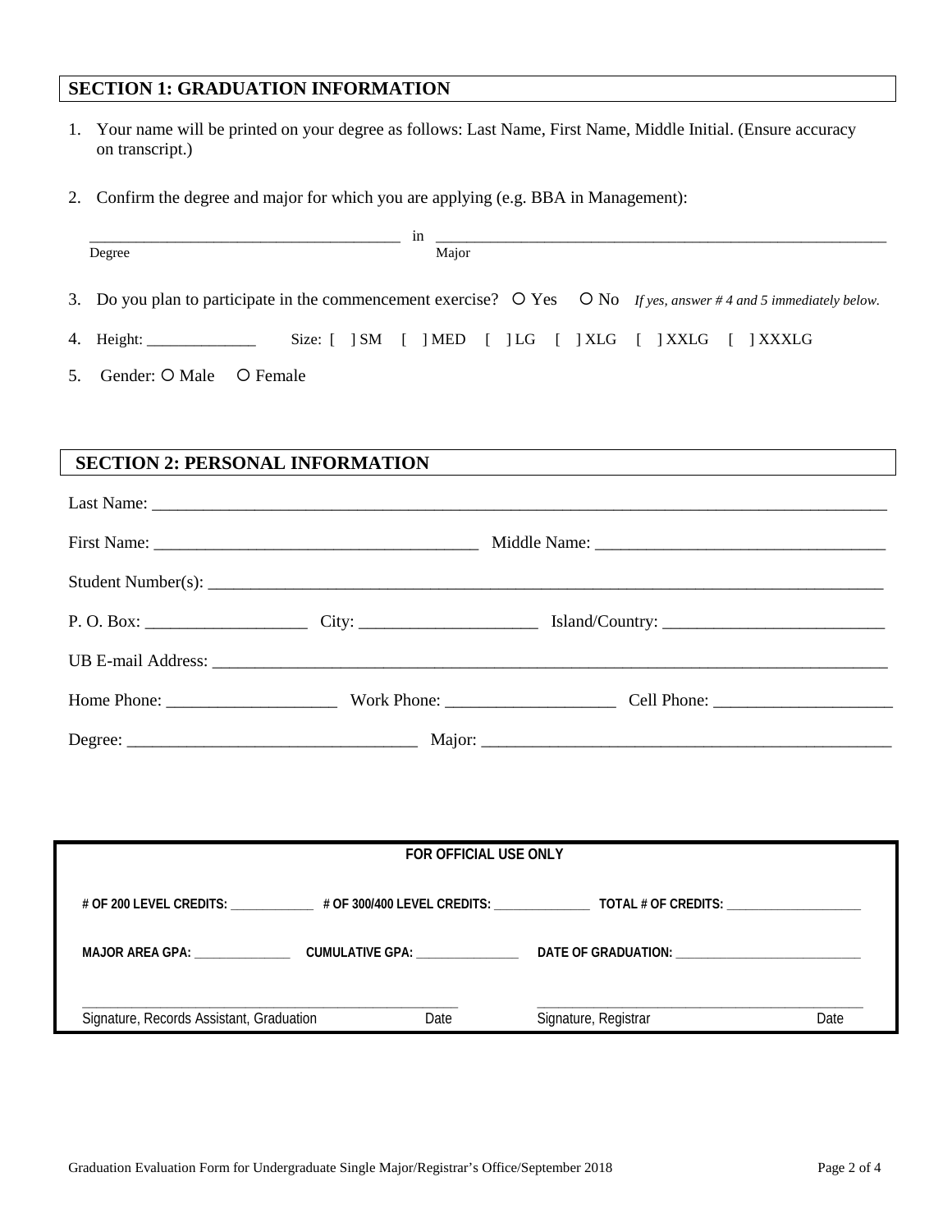## SECTION 1: GRADUATION INFORMATION

1. Your name will be printed on your degree as follows: Last Name, First Name, Middle Initial. (Ensure accuracy on transcript.)

2. Confirm the degree and major for which you are applying (e.g. BBA in Management):

   ______________________________________ in __________________________________________________________

   Degree                                                                  Major

3. Do you plan to participate in the commencement exercise? O Yes   O No   *If yes, answer # 4 and 5 immediately below.*

4. Height: ______________   Size: [ ] SM   [ ] MED   [ ] LG   [ ] XLG   [ ] XXLG   [ ] XXXLG

5. Gender: O Male   O Female

## SECTION 2: PERSONAL INFORMATION

Last Name: ________________________________________________________________________________________

First Name: ______________________________________ Middle Name: __________________________________

Student Number(s): ________________________________________________________________________________

P. O. Box: __________________ City: ____________________ Island/Country: __________________________

UB E-mail Address: ________________________________________________________________________________

Home Phone: ___________________ Work Phone: ___________________ Cell Phone: _____________________

Degree: _________________________________ Major: _________________________________________________

**FOR OFFICIAL USE ONLY**

**# OF 200 LEVEL CREDITS:** ____________ **# OF 300/400 LEVEL CREDITS:** ______________ **TOTAL # OF CREDITS:** ___________________

**MAJOR AREA GPA:** ______________ **CUMULATIVE GPA:** _______________ **DATE OF GRADUATION:** ___________________________

_______________________________________________________ _______________________________________________

Signature, Records Assistant, Graduation   Date   Signature, Registrar   Date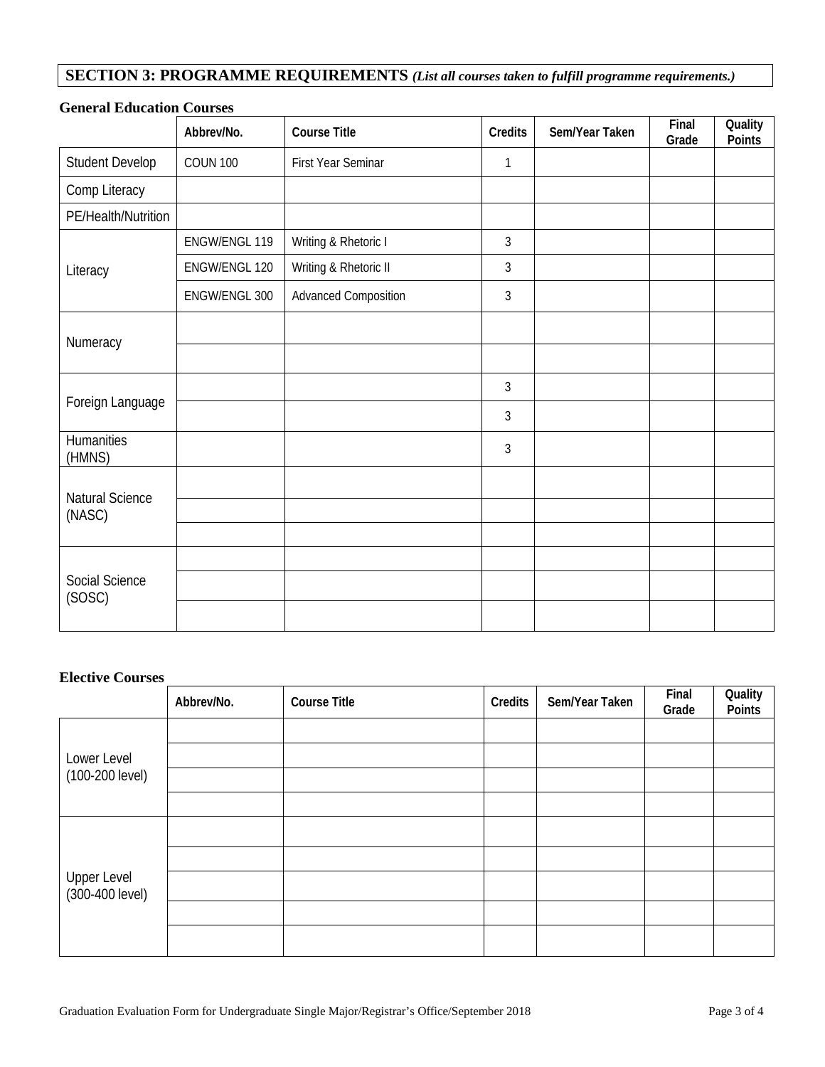## SECTION 3: PROGRAMME REQUIREMENTS *(List all courses taken to fulfill programme requirements.)*

**General Education Courses**

| | Abbrev/No. | Course Title | Credits | Sem/Year Taken | Final Grade | Quality Points |
|---|---|---|---|---|---|---|
| Student Develop | COUN 100 | First Year Seminar | 1 | | | |
| Comp Literacy | | | | | | |
| PE/Health/Nutrition | | | | | | |
| Literacy | ENGW/ENGL 119 | Writing & Rhetoric I | 3 | | | |
| | ENGW/ENGL 120 | Writing & Rhetoric II | 3 | | | |
| | ENGW/ENGL 300 | Advanced Composition | 3 | | | |
| Numeracy | | | | | | |
| | | | | | | |
| Foreign Language | | | 3 | | | |
| | | | 3 | | | |
| Humanities (HMNS) | | | 3 | | | |
| Natural Science (NASC) | | | | | | |
| | | | | | | |
| | | | | | | |
| Social Science (SOSC) | | | | | | |
| | | | | | | |
| | | | | | | |

**Elective Courses**

| | Abbrev/No. | Course Title | Credits | Sem/Year Taken | Final Grade | Quality Points |
|---|---|---|---|---|---|---|
| Lower Level (100-200 level) | | | | | | |
| | | | | | | |
| | | | | | | |
| | | | | | | |
| Upper Level (300-400 level) | | | | | | |
| | | | | | | |
| | | | | | | |
| | | | | | | |
| | | | | | | |

Graduation Evaluation Form for Undergraduate Single Major/Registrar's Office/September 2018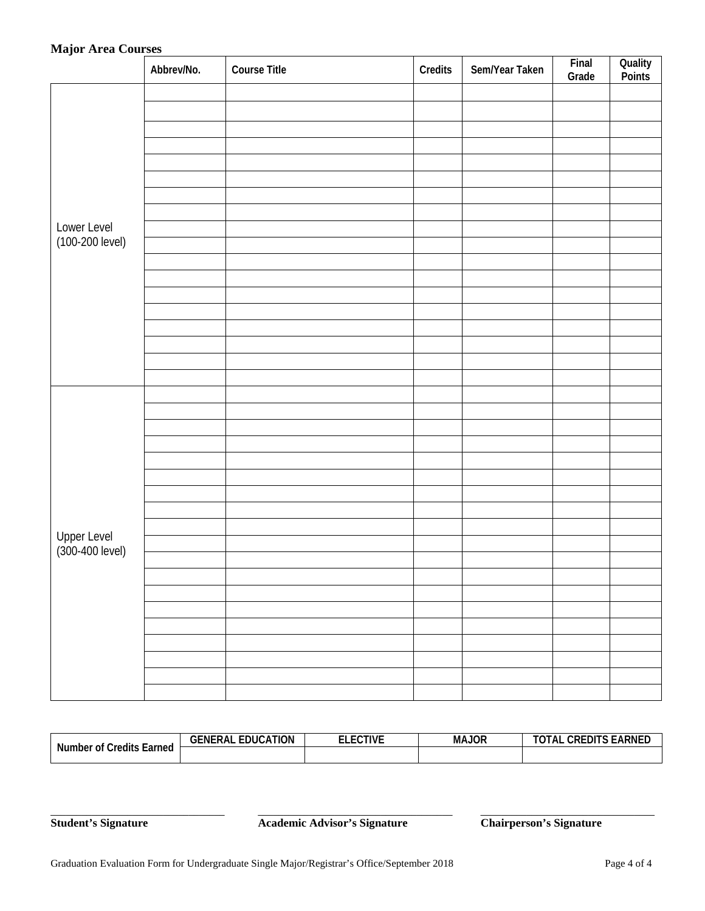**Major Area Courses**

| | Abbrev/No. | Course Title | Credits | Sem/Year Taken | Final Grade | Quality Points |
|---|---|---|---|---|---|---|
| Lower Level (100-200 level) | | | | | | |
| | | | | | | |
| | | | | | | |
| | | | | | | |
| | | | | | | |
| | | | | | | |
| | | | | | | |
| | | | | | | |
| | | | | | | |
| | | | | | | |
| | | | | | | |
| | | | | | | |
| | | | | | | |
| | | | | | | |
| | | | | | | |
| | | | | | | |
| | | | | | | |
| | | | | | | |
| Upper Level (300-400 level) | | | | | | |
| | | | | | | |
| | | | | | | |
| | | | | | | |
| | | | | | | |
| | | | | | | |
| | | | | | | |
| | | | | | | |
| | | | | | | |
| | | | | | | |
| | | | | | | |
| | | | | | | |
| | | | | | | |
| | | | | | | |
| | | | | | | |
| | | | | | | |
| | | | | | | |
| | | | | | | |
| | | | | | | |

| | GENERAL EDUCATION | ELECTIVE | MAJOR | TOTAL CREDITS EARNED |
|---|---|---|---|---|
| Number of Credits Earned | | | | |

**Student's Signature** **Academic Advisor's Signature** **Chairperson's Signature**

Graduation Evaluation Form for Undergraduate Single Major/Registrar's Office/September 2018